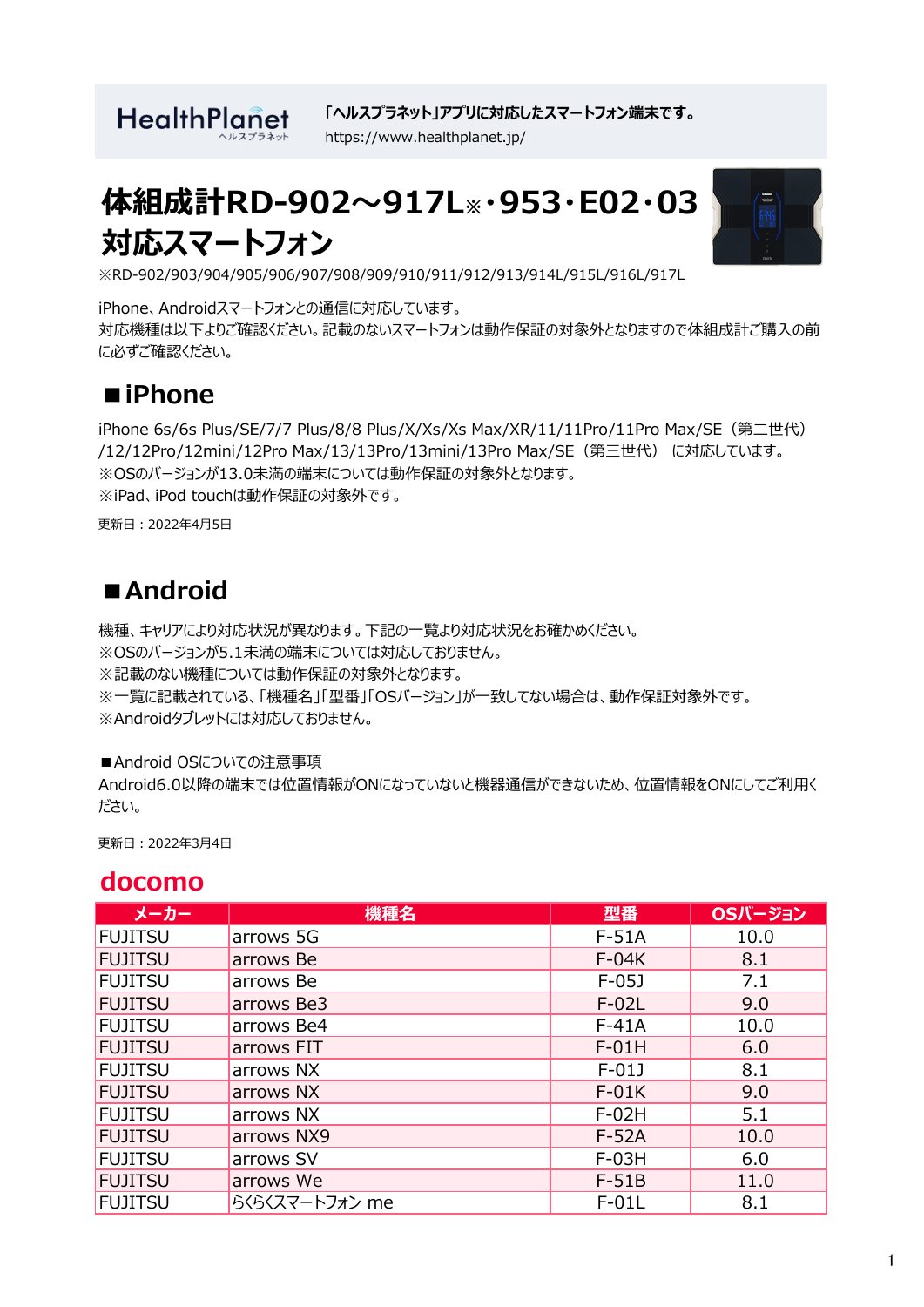HealthPlanet ヘルスプラネット

「ヘルスプラネット」アプリに対応したスマートフォン端末です。
https://www.healthplanet.jp/

# 体組成計RD-902～917L※・953・E02・03 対応スマートフォン

※RD-902/903/904/905/906/907/908/909/910/911/912/913/914L/915L/916L/917L

iPhone、Androidスマートフォンとの通信に対応しています。
対応機種は以下よりご確認ください。記載のないスマートフォンは動作保証の対象外となりますので体組成計ご購入の前に必ずご確認ください。

## ■iPhone

iPhone 6s/6s Plus/SE/7/7 Plus/8/8 Plus/X/Xs/Xs Max/XR/11/11Pro/11Pro Max/SE（第二世代）/12/12Pro/12mini/12Pro Max/13/13Pro/13mini/13Pro Max/SE（第三世代） に対応しています。
※OSのバージョンが13.0未満の端末については動作保証の対象外となります。
※iPad、iPod touchは動作保証の対象外です。

更新日：2022年4月5日

## ■Android

機種、キャリアにより対応状況が異なります。下記の一覧より対応状況をお確かめください。
※OSのバージョンが5.1未満の端末については対応しておりません。
※記載のない機種については動作保証の対象外となります。
※一覧に記載されている、「機種名」「型番」「OSバージョン」が一致してない場合は、動作保証対象外です。
※Androidタブレットには対応しておりません。

■Android OSについての注意事項
Android6.0以降の端末では位置情報がONになっていないと機器通信ができないため、位置情報をONにしてご利用ください。

更新日：2022年3月4日

### docomo

| メーカー | 機種名 | 型番 | OSバージョン |
|---|---|---|---|
| FUJITSU | arrows 5G | F-51A | 10.0 |
| FUJITSU | arrows Be | F-04K | 8.1 |
| FUJITSU | arrows Be | F-05J | 7.1 |
| FUJITSU | arrows Be3 | F-02L | 9.0 |
| FUJITSU | arrows Be4 | F-41A | 10.0 |
| FUJITSU | arrows FIT | F-01H | 6.0 |
| FUJITSU | arrows NX | F-01J | 8.1 |
| FUJITSU | arrows NX | F-01K | 9.0 |
| FUJITSU | arrows NX | F-02H | 5.1 |
| FUJITSU | arrows NX9 | F-52A | 10.0 |
| FUJITSU | arrows SV | F-03H | 6.0 |
| FUJITSU | arrows We | F-51B | 11.0 |
| FUJITSU | らくらくスマートフォン me | F-01L | 8.1 |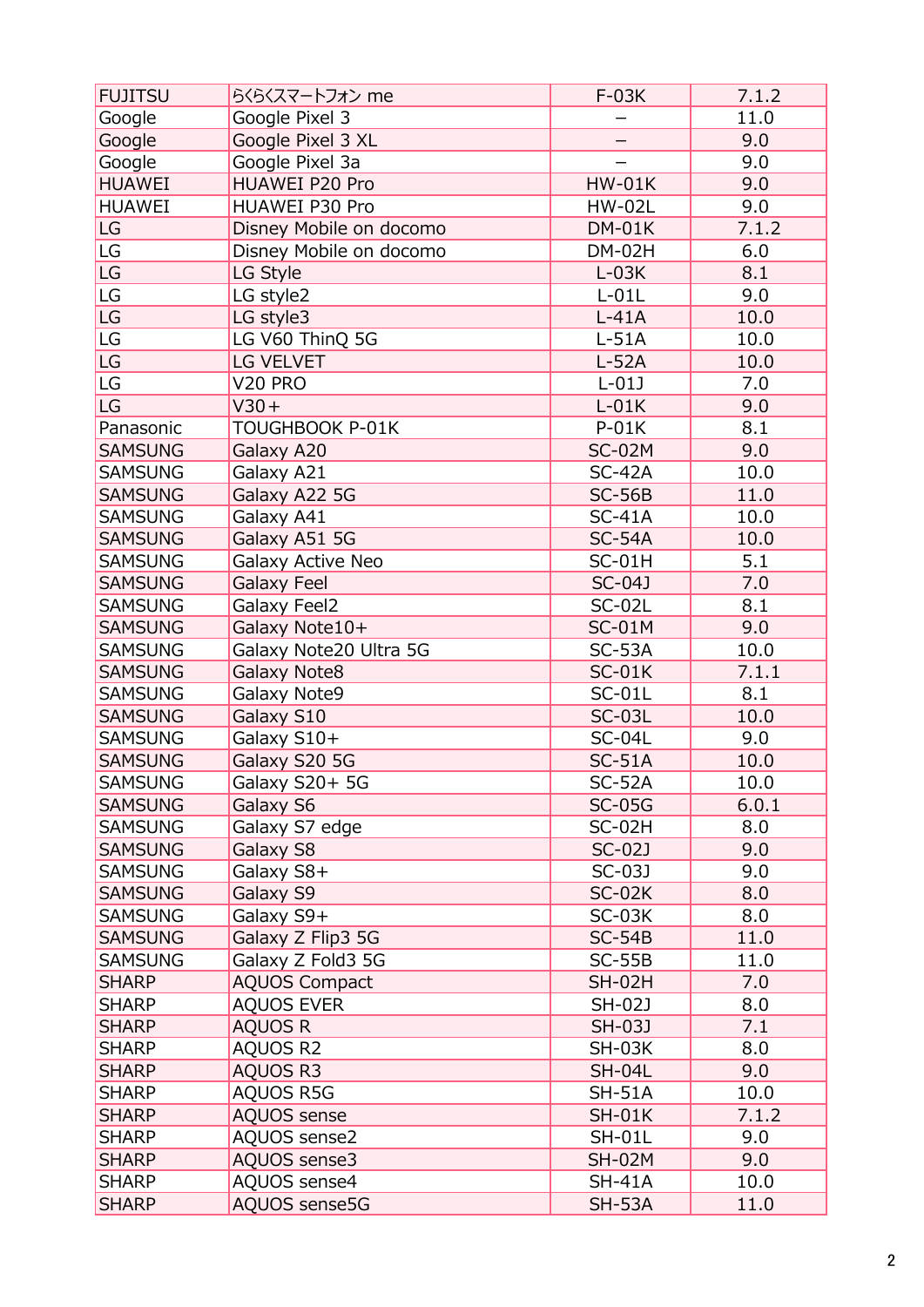| FUJITSU | らくらくスマートフォン me | F-03K | 7.1.2 |
|---|---|---|---|
| Google | Google Pixel 3 | – | 11.0 |
| Google | Google Pixel 3 XL | – | 9.0 |
| Google | Google Pixel 3a | – | 9.0 |
| HUAWEI | HUAWEI P20 Pro | HW-01K | 9.0 |
| HUAWEI | HUAWEI P30 Pro | HW-02L | 9.0 |
| LG | Disney Mobile on docomo | DM-01K | 7.1.2 |
| LG | Disney Mobile on docomo | DM-02H | 6.0 |
| LG | LG Style | L-03K | 8.1 |
| LG | LG style2 | L-01L | 9.0 |
| LG | LG style3 | L-41A | 10.0 |
| LG | LG V60 ThinQ 5G | L-51A | 10.0 |
| LG | LG VELVET | L-52A | 10.0 |
| LG | V20 PRO | L-01J | 7.0 |
| LG | V30+ | L-01K | 9.0 |
| Panasonic | TOUGHBOOK P-01K | P-01K | 8.1 |
| SAMSUNG | Galaxy A20 | SC-02M | 9.0 |
| SAMSUNG | Galaxy A21 | SC-42A | 10.0 |
| SAMSUNG | Galaxy A22 5G | SC-56B | 11.0 |
| SAMSUNG | Galaxy A41 | SC-41A | 10.0 |
| SAMSUNG | Galaxy A51 5G | SC-54A | 10.0 |
| SAMSUNG | Galaxy Active Neo | SC-01H | 5.1 |
| SAMSUNG | Galaxy Feel | SC-04J | 7.0 |
| SAMSUNG | Galaxy Feel2 | SC-02L | 8.1 |
| SAMSUNG | Galaxy Note10+ | SC-01M | 9.0 |
| SAMSUNG | Galaxy Note20 Ultra 5G | SC-53A | 10.0 |
| SAMSUNG | Galaxy Note8 | SC-01K | 7.1.1 |
| SAMSUNG | Galaxy Note9 | SC-01L | 8.1 |
| SAMSUNG | Galaxy S10 | SC-03L | 10.0 |
| SAMSUNG | Galaxy S10+ | SC-04L | 9.0 |
| SAMSUNG | Galaxy S20 5G | SC-51A | 10.0 |
| SAMSUNG | Galaxy S20+ 5G | SC-52A | 10.0 |
| SAMSUNG | Galaxy S6 | SC-05G | 6.0.1 |
| SAMSUNG | Galaxy S7 edge | SC-02H | 8.0 |
| SAMSUNG | Galaxy S8 | SC-02J | 9.0 |
| SAMSUNG | Galaxy S8+ | SC-03J | 9.0 |
| SAMSUNG | Galaxy S9 | SC-02K | 8.0 |
| SAMSUNG | Galaxy S9+ | SC-03K | 8.0 |
| SAMSUNG | Galaxy Z Flip3 5G | SC-54B | 11.0 |
| SAMSUNG | Galaxy Z Fold3 5G | SC-55B | 11.0 |
| SHARP | AQUOS Compact | SH-02H | 7.0 |
| SHARP | AQUOS EVER | SH-02J | 8.0 |
| SHARP | AQUOS R | SH-03J | 7.1 |
| SHARP | AQUOS R2 | SH-03K | 8.0 |
| SHARP | AQUOS R3 | SH-04L | 9.0 |
| SHARP | AQUOS R5G | SH-51A | 10.0 |
| SHARP | AQUOS sense | SH-01K | 7.1.2 |
| SHARP | AQUOS sense2 | SH-01L | 9.0 |
| SHARP | AQUOS sense3 | SH-02M | 9.0 |
| SHARP | AQUOS sense4 | SH-41A | 10.0 |
| SHARP | AQUOS sense5G | SH-53A | 11.0 |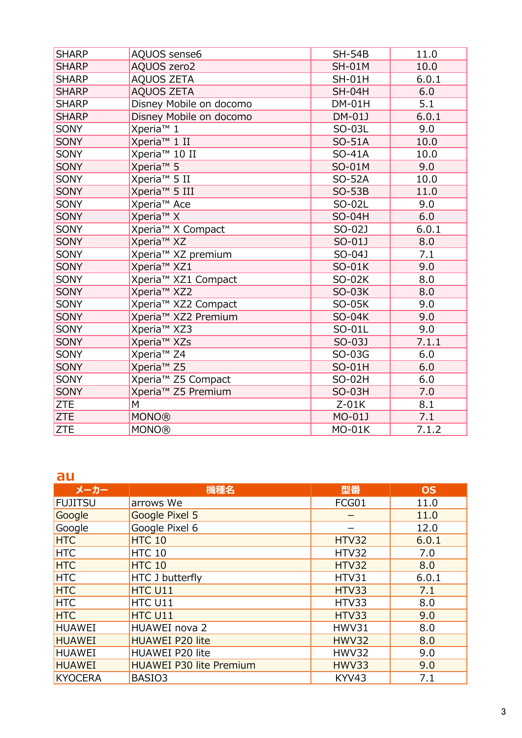| | | | |
|---|---|---|---|
| SHARP | AQUOS sense6 | SH-54B | 11.0 |
| SHARP | AQUOS zero2 | SH-01M | 10.0 |
| SHARP | AQUOS ZETA | SH-01H | 6.0.1 |
| SHARP | AQUOS ZETA | SH-04H | 6.0 |
| SHARP | Disney Mobile on docomo | DM-01H | 5.1 |
| SHARP | Disney Mobile on docomo | DM-01J | 6.0.1 |
| SONY | Xperia™ 1 | SO-03L | 9.0 |
| SONY | Xperia™ 1 II | SO-51A | 10.0 |
| SONY | Xperia™ 10 II | SO-41A | 10.0 |
| SONY | Xperia™ 5 | SO-01M | 9.0 |
| SONY | Xperia™ 5 II | SO-52A | 10.0 |
| SONY | Xperia™ 5 III | SO-53B | 11.0 |
| SONY | Xperia™ Ace | SO-02L | 9.0 |
| SONY | Xperia™ X | SO-04H | 6.0 |
| SONY | Xperia™ X Compact | SO-02J | 6.0.1 |
| SONY | Xperia™ XZ | SO-01J | 8.0 |
| SONY | Xperia™ XZ premium | SO-04J | 7.1 |
| SONY | Xperia™ XZ1 | SO-01K | 9.0 |
| SONY | Xperia™ XZ1 Compact | SO-02K | 8.0 |
| SONY | Xperia™ XZ2 | SO-03K | 8.0 |
| SONY | Xperia™ XZ2 Compact | SO-05K | 9.0 |
| SONY | Xperia™ XZ2 Premium | SO-04K | 9.0 |
| SONY | Xperia™ XZ3 | SO-01L | 9.0 |
| SONY | Xperia™ XZs | SO-03J | 7.1.1 |
| SONY | Xperia™ Z4 | SO-03G | 6.0 |
| SONY | Xperia™ Z5 | SO-01H | 6.0 |
| SONY | Xperia™ Z5 Compact | SO-02H | 6.0 |
| SONY | Xperia™ Z5 Premium | SO-03H | 7.0 |
| ZTE | M | Z-01K | 8.1 |
| ZTE | MONO® | MO-01J | 7.1 |
| ZTE | MONO® | MO-01K | 7.1.2 |

## au

| メーカー | 機種名 | 型番 | OS |
|---|---|---|---|
| FUJITSU | arrows We | FCG01 | 11.0 |
| Google | Google Pixel 5 | – | 11.0 |
| Google | Google Pixel 6 | – | 12.0 |
| HTC | HTC 10 | HTV32 | 6.0.1 |
| HTC | HTC 10 | HTV32 | 7.0 |
| HTC | HTC 10 | HTV32 | 8.0 |
| HTC | HTC J butterfly | HTV31 | 6.0.1 |
| HTC | HTC U11 | HTV33 | 7.1 |
| HTC | HTC U11 | HTV33 | 8.0 |
| HTC | HTC U11 | HTV33 | 9.0 |
| HUAWEI | HUAWEI nova 2 | HWV31 | 8.0 |
| HUAWEI | HUAWEI P20 lite | HWV32 | 8.0 |
| HUAWEI | HUAWEI P20 lite | HWV32 | 9.0 |
| HUAWEI | HUAWEI P30 lite Premium | HWV33 | 9.0 |
| KYOCERA | BASIO3 | KYV43 | 7.1 |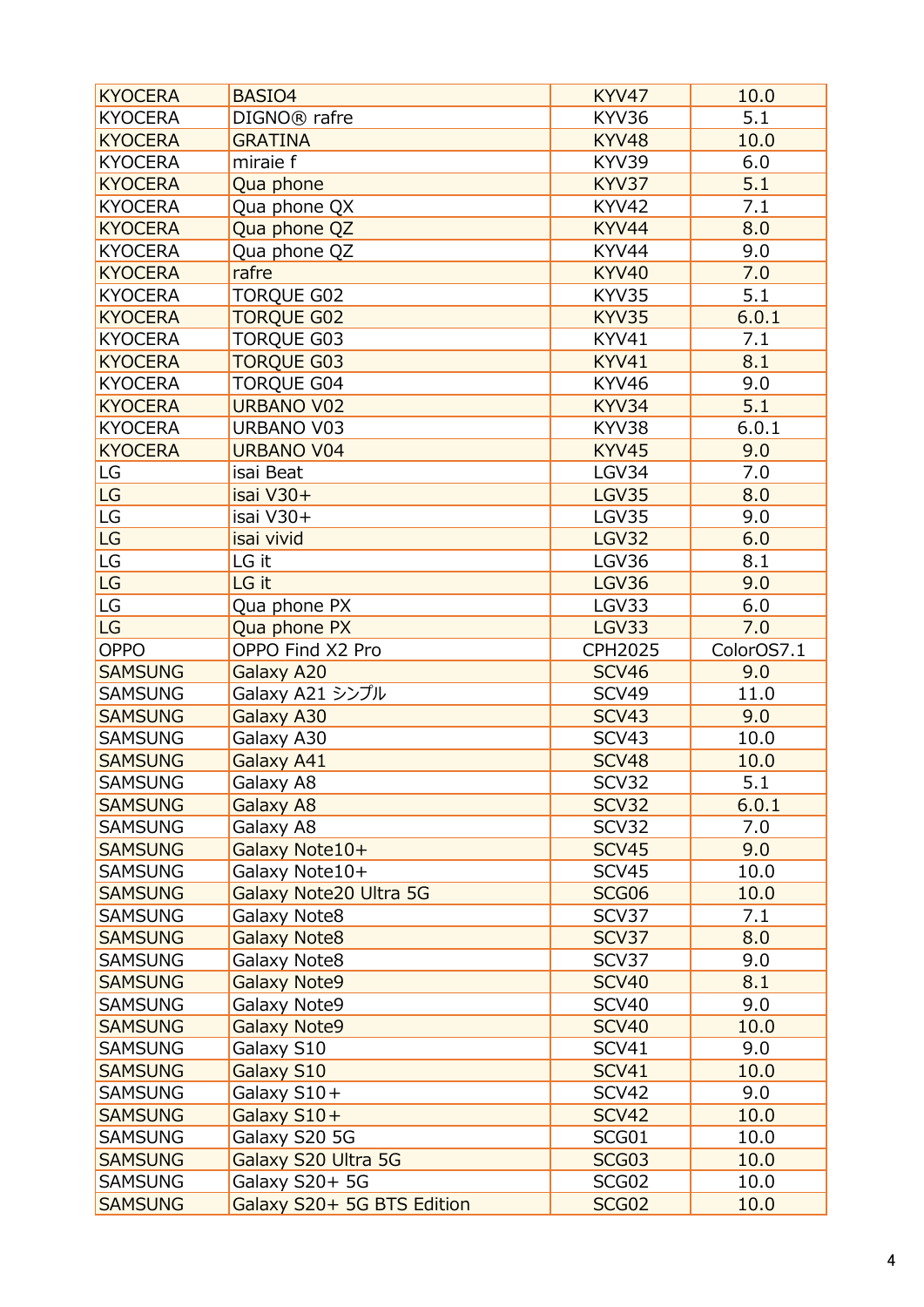| | | | |
|---|---|---|---|
| KYOCERA | BASIO4 | KYV47 | 10.0 |
| KYOCERA | DIGNO® rafre | KYV36 | 5.1 |
| KYOCERA | GRATINA | KYV48 | 10.0 |
| KYOCERA | miraie f | KYV39 | 6.0 |
| KYOCERA | Qua phone | KYV37 | 5.1 |
| KYOCERA | Qua phone QX | KYV42 | 7.1 |
| KYOCERA | Qua phone QZ | KYV44 | 8.0 |
| KYOCERA | Qua phone QZ | KYV44 | 9.0 |
| KYOCERA | rafre | KYV40 | 7.0 |
| KYOCERA | TORQUE G02 | KYV35 | 5.1 |
| KYOCERA | TORQUE G02 | KYV35 | 6.0.1 |
| KYOCERA | TORQUE G03 | KYV41 | 7.1 |
| KYOCERA | TORQUE G03 | KYV41 | 8.1 |
| KYOCERA | TORQUE G04 | KYV46 | 9.0 |
| KYOCERA | URBANO V02 | KYV34 | 5.1 |
| KYOCERA | URBANO V03 | KYV38 | 6.0.1 |
| KYOCERA | URBANO V04 | KYV45 | 9.0 |
| LG | isai Beat | LGV34 | 7.0 |
| LG | isai V30+ | LGV35 | 8.0 |
| LG | isai V30+ | LGV35 | 9.0 |
| LG | isai vivid | LGV32 | 6.0 |
| LG | LG it | LGV36 | 8.1 |
| LG | LG it | LGV36 | 9.0 |
| LG | Qua phone PX | LGV33 | 6.0 |
| LG | Qua phone PX | LGV33 | 7.0 |
| OPPO | OPPO Find X2 Pro | CPH2025 | ColorOS7.1 |
| SAMSUNG | Galaxy A20 | SCV46 | 9.0 |
| SAMSUNG | Galaxy A21 シンプル | SCV49 | 11.0 |
| SAMSUNG | Galaxy A30 | SCV43 | 9.0 |
| SAMSUNG | Galaxy A30 | SCV43 | 10.0 |
| SAMSUNG | Galaxy A41 | SCV48 | 10.0 |
| SAMSUNG | Galaxy A8 | SCV32 | 5.1 |
| SAMSUNG | Galaxy A8 | SCV32 | 6.0.1 |
| SAMSUNG | Galaxy A8 | SCV32 | 7.0 |
| SAMSUNG | Galaxy Note10+ | SCV45 | 9.0 |
| SAMSUNG | Galaxy Note10+ | SCV45 | 10.0 |
| SAMSUNG | Galaxy Note20 Ultra 5G | SCG06 | 10.0 |
| SAMSUNG | Galaxy Note8 | SCV37 | 7.1 |
| SAMSUNG | Galaxy Note8 | SCV37 | 8.0 |
| SAMSUNG | Galaxy Note8 | SCV37 | 9.0 |
| SAMSUNG | Galaxy Note9 | SCV40 | 8.1 |
| SAMSUNG | Galaxy Note9 | SCV40 | 9.0 |
| SAMSUNG | Galaxy Note9 | SCV40 | 10.0 |
| SAMSUNG | Galaxy S10 | SCV41 | 9.0 |
| SAMSUNG | Galaxy S10 | SCV41 | 10.0 |
| SAMSUNG | Galaxy S10+ | SCV42 | 9.0 |
| SAMSUNG | Galaxy S10+ | SCV42 | 10.0 |
| SAMSUNG | Galaxy S20 5G | SCG01 | 10.0 |
| SAMSUNG | Galaxy S20 Ultra 5G | SCG03 | 10.0 |
| SAMSUNG | Galaxy S20+ 5G | SCG02 | 10.0 |
| SAMSUNG | Galaxy S20+ 5G BTS Edition | SCG02 | 10.0 |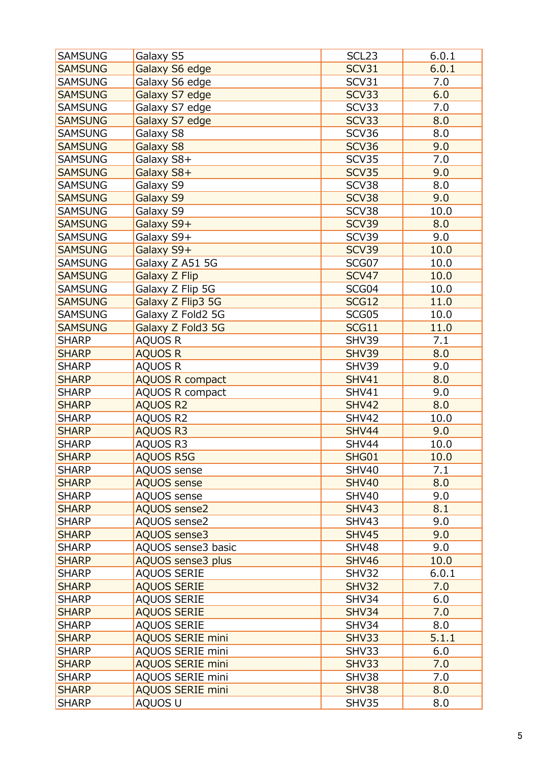| SAMSUNG | Galaxy S5 | SCL23 | 6.0.1 |
|---|---|---|---|
| SAMSUNG | Galaxy S6 edge | SCV31 | 6.0.1 |
| SAMSUNG | Galaxy S6 edge | SCV31 | 7.0 |
| SAMSUNG | Galaxy S7 edge | SCV33 | 6.0 |
| SAMSUNG | Galaxy S7 edge | SCV33 | 7.0 |
| SAMSUNG | Galaxy S7 edge | SCV33 | 8.0 |
| SAMSUNG | Galaxy S8 | SCV36 | 8.0 |
| SAMSUNG | Galaxy S8 | SCV36 | 9.0 |
| SAMSUNG | Galaxy S8+ | SCV35 | 7.0 |
| SAMSUNG | Galaxy S8+ | SCV35 | 9.0 |
| SAMSUNG | Galaxy S9 | SCV38 | 8.0 |
| SAMSUNG | Galaxy S9 | SCV38 | 9.0 |
| SAMSUNG | Galaxy S9 | SCV38 | 10.0 |
| SAMSUNG | Galaxy S9+ | SCV39 | 8.0 |
| SAMSUNG | Galaxy S9+ | SCV39 | 9.0 |
| SAMSUNG | Galaxy S9+ | SCV39 | 10.0 |
| SAMSUNG | Galaxy Z A51 5G | SCG07 | 10.0 |
| SAMSUNG | Galaxy Z Flip | SCV47 | 10.0 |
| SAMSUNG | Galaxy Z Flip 5G | SCG04 | 10.0 |
| SAMSUNG | Galaxy Z Flip3 5G | SCG12 | 11.0 |
| SAMSUNG | Galaxy Z Fold2 5G | SCG05 | 10.0 |
| SAMSUNG | Galaxy Z Fold3 5G | SCG11 | 11.0 |
| SHARP | AQUOS R | SHV39 | 7.1 |
| SHARP | AQUOS R | SHV39 | 8.0 |
| SHARP | AQUOS R | SHV39 | 9.0 |
| SHARP | AQUOS R compact | SHV41 | 8.0 |
| SHARP | AQUOS R compact | SHV41 | 9.0 |
| SHARP | AQUOS R2 | SHV42 | 8.0 |
| SHARP | AQUOS R2 | SHV42 | 10.0 |
| SHARP | AQUOS R3 | SHV44 | 9.0 |
| SHARP | AQUOS R3 | SHV44 | 10.0 |
| SHARP | AQUOS R5G | SHG01 | 10.0 |
| SHARP | AQUOS sense | SHV40 | 7.1 |
| SHARP | AQUOS sense | SHV40 | 8.0 |
| SHARP | AQUOS sense | SHV40 | 9.0 |
| SHARP | AQUOS sense2 | SHV43 | 8.1 |
| SHARP | AQUOS sense2 | SHV43 | 9.0 |
| SHARP | AQUOS sense3 | SHV45 | 9.0 |
| SHARP | AQUOS sense3 basic | SHV48 | 9.0 |
| SHARP | AQUOS sense3 plus | SHV46 | 10.0 |
| SHARP | AQUOS SERIE | SHV32 | 6.0.1 |
| SHARP | AQUOS SERIE | SHV32 | 7.0 |
| SHARP | AQUOS SERIE | SHV34 | 6.0 |
| SHARP | AQUOS SERIE | SHV34 | 7.0 |
| SHARP | AQUOS SERIE | SHV34 | 8.0 |
| SHARP | AQUOS SERIE mini | SHV33 | 5.1.1 |
| SHARP | AQUOS SERIE mini | SHV33 | 6.0 |
| SHARP | AQUOS SERIE mini | SHV33 | 7.0 |
| SHARP | AQUOS SERIE mini | SHV38 | 7.0 |
| SHARP | AQUOS SERIE mini | SHV38 | 8.0 |
| SHARP | AQUOS U | SHV35 | 8.0 |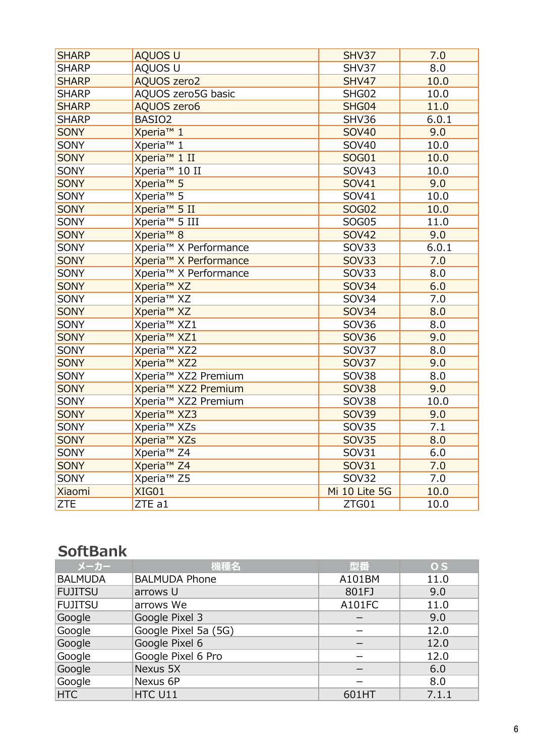| | | | |
|---|---|---|---|
| SHARP | AQUOS U | SHV37 | 7.0 |
| SHARP | AQUOS U | SHV37 | 8.0 |
| SHARP | AQUOS zero2 | SHV47 | 10.0 |
| SHARP | AQUOS zero5G basic | SHG02 | 10.0 |
| SHARP | AQUOS zero6 | SHG04 | 11.0 |
| SHARP | BASIO2 | SHV36 | 6.0.1 |
| SONY | Xperia™ 1 | SOV40 | 9.0 |
| SONY | Xperia™ 1 | SOV40 | 10.0 |
| SONY | Xperia™ 1 II | SOG01 | 10.0 |
| SONY | Xperia™ 10 II | SOV43 | 10.0 |
| SONY | Xperia™ 5 | SOV41 | 9.0 |
| SONY | Xperia™ 5 | SOV41 | 10.0 |
| SONY | Xperia™ 5 II | SOG02 | 10.0 |
| SONY | Xperia™ 5 III | SOG05 | 11.0 |
| SONY | Xperia™ 8 | SOV42 | 9.0 |
| SONY | Xperia™ X Performance | SOV33 | 6.0.1 |
| SONY | Xperia™ X Performance | SOV33 | 7.0 |
| SONY | Xperia™ X Performance | SOV33 | 8.0 |
| SONY | Xperia™ XZ | SOV34 | 6.0 |
| SONY | Xperia™ XZ | SOV34 | 7.0 |
| SONY | Xperia™ XZ | SOV34 | 8.0 |
| SONY | Xperia™ XZ1 | SOV36 | 8.0 |
| SONY | Xperia™ XZ1 | SOV36 | 9.0 |
| SONY | Xperia™ XZ2 | SOV37 | 8.0 |
| SONY | Xperia™ XZ2 | SOV37 | 9.0 |
| SONY | Xperia™ XZ2 Premium | SOV38 | 8.0 |
| SONY | Xperia™ XZ2 Premium | SOV38 | 9.0 |
| SONY | Xperia™ XZ2 Premium | SOV38 | 10.0 |
| SONY | Xperia™ XZ3 | SOV39 | 9.0 |
| SONY | Xperia™ XZs | SOV35 | 7.1 |
| SONY | Xperia™ XZs | SOV35 | 8.0 |
| SONY | Xperia™ Z4 | SOV31 | 6.0 |
| SONY | Xperia™ Z4 | SOV31 | 7.0 |
| SONY | Xperia™ Z5 | SOV32 | 7.0 |
| Xiaomi | XIG01 | Mi 10 Lite 5G | 10.0 |
| ZTE | ZTE a1 | ZTG01 | 10.0 |

## SoftBank

| メーカー | 機種名 | 型番 | OS |
|---|---|---|---|
| BALMUDA | BALMUDA Phone | A101BM | 11.0 |
| FUJITSU | arrows U | 801FJ | 9.0 |
| FUJITSU | arrows We | A101FC | 11.0 |
| Google | Google Pixel 3 | – | 9.0 |
| Google | Google Pixel 5a (5G) | – | 12.0 |
| Google | Google Pixel 6 | – | 12.0 |
| Google | Google Pixel 6 Pro | – | 12.0 |
| Google | Nexus 5X | – | 6.0 |
| Google | Nexus 6P | – | 8.0 |
| HTC | HTC U11 | 601HT | 7.1.1 |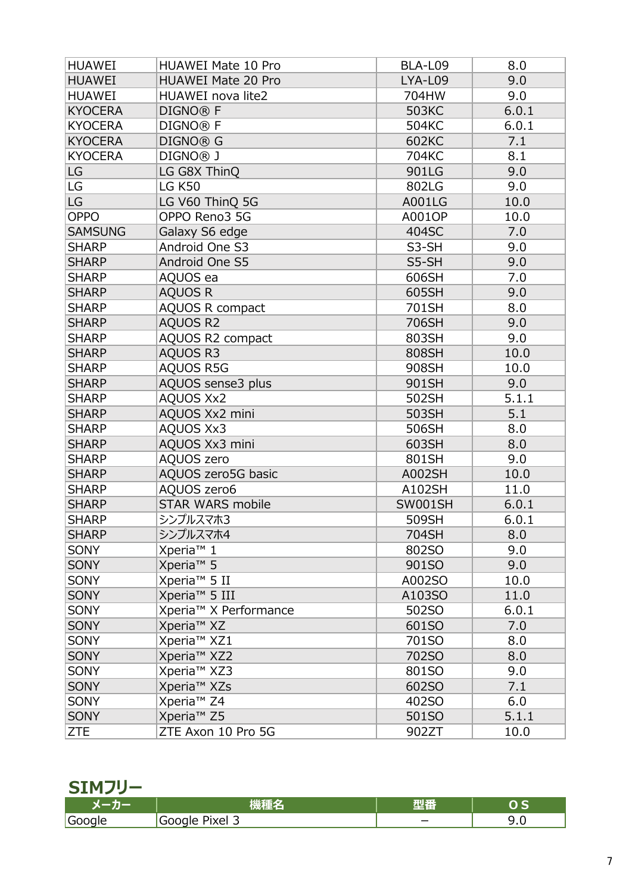| | | | |
|---|---|---|---|
| HUAWEI | HUAWEI Mate 10 Pro | BLA-L09 | 8.0 |
| HUAWEI | HUAWEI Mate 20 Pro | LYA-L09 | 9.0 |
| HUAWEI | HUAWEI nova lite2 | 704HW | 9.0 |
| KYOCERA | DIGNO® F | 503KC | 6.0.1 |
| KYOCERA | DIGNO® F | 504KC | 6.0.1 |
| KYOCERA | DIGNO® G | 602KC | 7.1 |
| KYOCERA | DIGNO® J | 704KC | 8.1 |
| LG | LG G8X ThinQ | 901LG | 9.0 |
| LG | LG K50 | 802LG | 9.0 |
| LG | LG V60 ThinQ 5G | A001LG | 10.0 |
| OPPO | OPPO Reno3 5G | A001OP | 10.0 |
| SAMSUNG | Galaxy S6 edge | 404SC | 7.0 |
| SHARP | Android One S3 | S3-SH | 9.0 |
| SHARP | Android One S5 | S5-SH | 9.0 |
| SHARP | AQUOS ea | 606SH | 7.0 |
| SHARP | AQUOS R | 605SH | 9.0 |
| SHARP | AQUOS R compact | 701SH | 8.0 |
| SHARP | AQUOS R2 | 706SH | 9.0 |
| SHARP | AQUOS R2 compact | 803SH | 9.0 |
| SHARP | AQUOS R3 | 808SH | 10.0 |
| SHARP | AQUOS R5G | 908SH | 10.0 |
| SHARP | AQUOS sense3 plus | 901SH | 9.0 |
| SHARP | AQUOS Xx2 | 502SH | 5.1.1 |
| SHARP | AQUOS Xx2 mini | 503SH | 5.1 |
| SHARP | AQUOS Xx3 | 506SH | 8.0 |
| SHARP | AQUOS Xx3 mini | 603SH | 8.0 |
| SHARP | AQUOS zero | 801SH | 9.0 |
| SHARP | AQUOS zero5G basic | A002SH | 10.0 |
| SHARP | AQUOS zero6 | A102SH | 11.0 |
| SHARP | STAR WARS mobile | SW001SH | 6.0.1 |
| SHARP | シンプルスマホ3 | 509SH | 6.0.1 |
| SHARP | シンプルスマホ4 | 704SH | 8.0 |
| SONY | Xperia™ 1 | 802SO | 9.0 |
| SONY | Xperia™ 5 | 901SO | 9.0 |
| SONY | Xperia™ 5 II | A002SO | 10.0 |
| SONY | Xperia™ 5 III | A103SO | 11.0 |
| SONY | Xperia™ X Performance | 502SO | 6.0.1 |
| SONY | Xperia™ XZ | 601SO | 7.0 |
| SONY | Xperia™ XZ1 | 701SO | 8.0 |
| SONY | Xperia™ XZ2 | 702SO | 8.0 |
| SONY | Xperia™ XZ3 | 801SO | 9.0 |
| SONY | Xperia™ XZs | 602SO | 7.1 |
| SONY | Xperia™ Z4 | 402SO | 6.0 |
| SONY | Xperia™ Z5 | 501SO | 5.1.1 |
| ZTE | ZTE Axon 10 Pro 5G | 902ZT | 10.0 |

## SIMフリー

| メーカー | 機種名 | 型番 | ＯＳ |
|---|---|---|---|
| Google | Google Pixel 3 | － | 9.0 |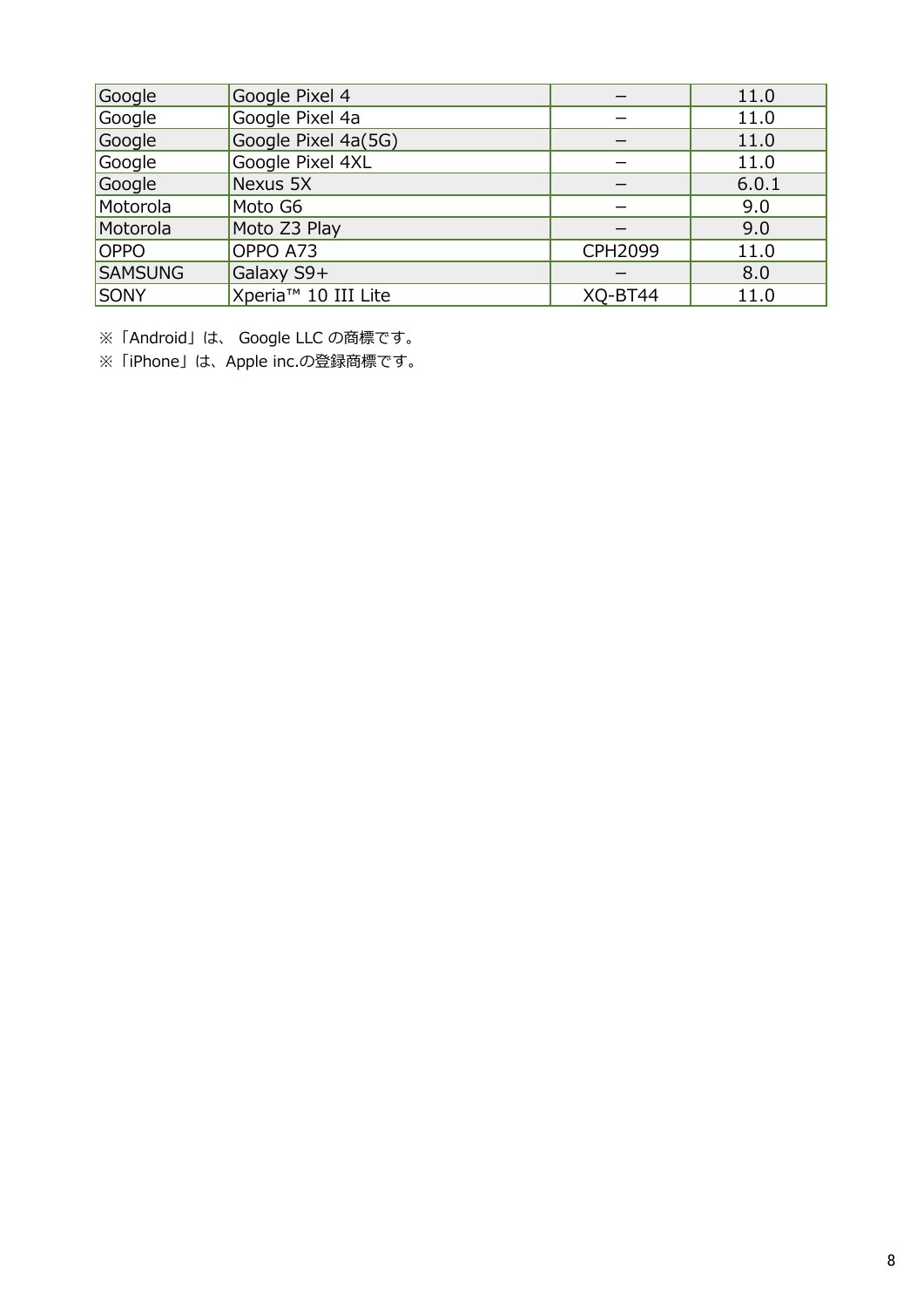| | | | |
|---|---|---|---|
| Google | Google Pixel 4 | – | 11.0 |
| Google | Google Pixel 4a | – | 11.0 |
| Google | Google Pixel 4a(5G) | – | 11.0 |
| Google | Google Pixel 4XL | – | 11.0 |
| Google | Nexus 5X | – | 6.0.1 |
| Motorola | Moto G6 | – | 9.0 |
| Motorola | Moto Z3 Play | – | 9.0 |
| OPPO | OPPO A73 | CPH2099 | 11.0 |
| SAMSUNG | Galaxy S9+ | – | 8.0 |
| SONY | Xperia™ 10 III Lite | XQ-BT44 | 11.0 |

※「Android」は、 Google LLC の商標です。

※「iPhone」は、Apple inc.の登録商標です。